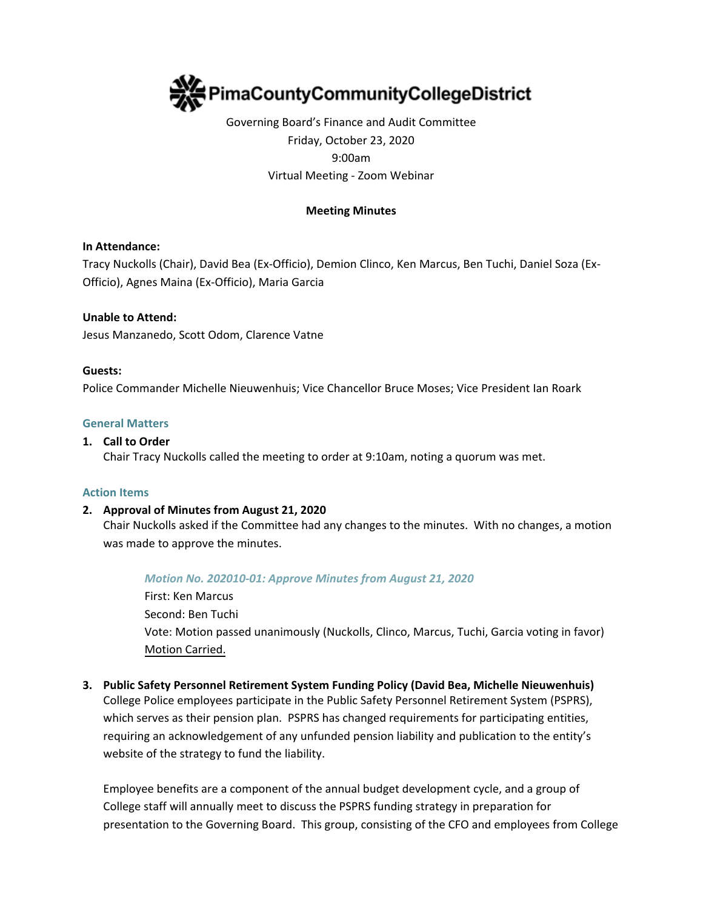# PimaCountyCommunityCollegeDistrict

Governing Board's Finance and Audit Committee
Friday, October 23, 2020
9:00am
Virtual Meeting - Zoom Webinar

**Meeting Minutes**

**In Attendance:**
Tracy Nuckolls (Chair), David Bea (Ex-Officio), Demion Clinco, Ken Marcus, Ben Tuchi, Daniel Soza (Ex-Officio), Agnes Maina (Ex-Officio), Maria Garcia

**Unable to Attend:**
Jesus Manzanedo, Scott Odom, Clarence Vatne

**Guests:**
Police Commander Michelle Nieuwenhuis; Vice Chancellor Bruce Moses; Vice President Ian Roark

## General Matters

1. **Call to Order**
   Chair Tracy Nuckolls called the meeting to order at 9:10am, noting a quorum was met.

## Action Items

2. **Approval of Minutes from August 21, 2020**
   Chair Nuckolls asked if the Committee had any changes to the minutes. With no changes, a motion was made to approve the minutes.

   *Motion No. 202010-01: Approve Minutes from August 21, 2020*
   First: Ken Marcus
   Second: Ben Tuchi
   Vote: Motion passed unanimously (Nuckolls, Clinco, Marcus, Tuchi, Garcia voting in favor)
   Motion Carried.

3. **Public Safety Personnel Retirement System Funding Policy (David Bea, Michelle Nieuwenhuis)**
   College Police employees participate in the Public Safety Personnel Retirement System (PSPRS), which serves as their pension plan. PSPRS has changed requirements for participating entities, requiring an acknowledgement of any unfunded pension liability and publication to the entity's website of the strategy to fund the liability.

   Employee benefits are a component of the annual budget development cycle, and a group of College staff will annually meet to discuss the PSPRS funding strategy in preparation for presentation to the Governing Board. This group, consisting of the CFO and employees from College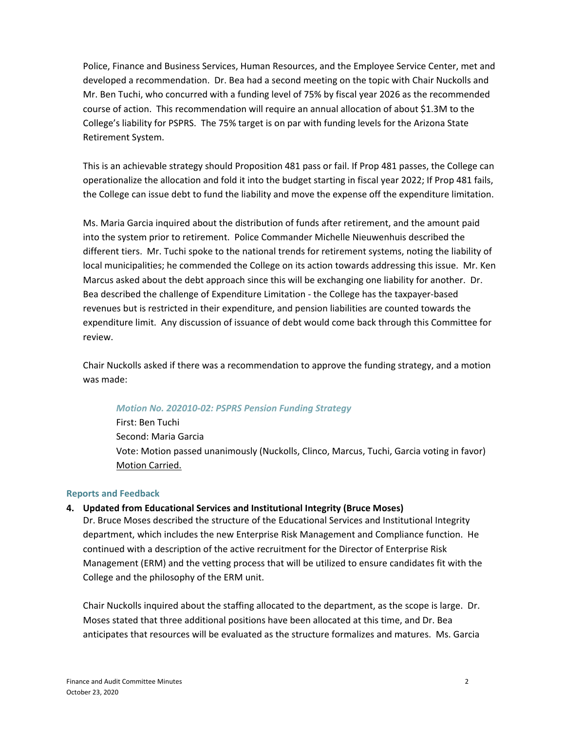Police, Finance and Business Services, Human Resources, and the Employee Service Center, met and developed a recommendation. Dr. Bea had a second meeting on the topic with Chair Nuckolls and Mr. Ben Tuchi, who concurred with a funding level of 75% by fiscal year 2026 as the recommended course of action. This recommendation will require an annual allocation of about $1.3M to the College's liability for PSPRS. The 75% target is on par with funding levels for the Arizona State Retirement System.

This is an achievable strategy should Proposition 481 pass or fail. If Prop 481 passes, the College can operationalize the allocation and fold it into the budget starting in fiscal year 2022; If Prop 481 fails, the College can issue debt to fund the liability and move the expense off the expenditure limitation.

Ms. Maria Garcia inquired about the distribution of funds after retirement, and the amount paid into the system prior to retirement. Police Commander Michelle Nieuwenhuis described the different tiers. Mr. Tuchi spoke to the national trends for retirement systems, noting the liability of local municipalities; he commended the College on its action towards addressing this issue. Mr. Ken Marcus asked about the debt approach since this will be exchanging one liability for another. Dr. Bea described the challenge of Expenditure Limitation - the College has the taxpayer-based revenues but is restricted in their expenditure, and pension liabilities are counted towards the expenditure limit. Any discussion of issuance of debt would come back through this Committee for review.

Chair Nuckolls asked if there was a recommendation to approve the funding strategy, and a motion was made:

> ***Motion No. 202010-02: PSPRS Pension Funding Strategy***
> First: Ben Tuchi
> Second: Maria Garcia
> Vote: Motion passed unanimously (Nuckolls, Clinco, Marcus, Tuchi, Garcia voting in favor)
> Motion Carried.

### Reports and Feedback

**4. Updated from Educational Services and Institutional Integrity (Bruce Moses)**

Dr. Bruce Moses described the structure of the Educational Services and Institutional Integrity department, which includes the new Enterprise Risk Management and Compliance function. He continued with a description of the active recruitment for the Director of Enterprise Risk Management (ERM) and the vetting process that will be utilized to ensure candidates fit with the College and the philosophy of the ERM unit.

Chair Nuckolls inquired about the staffing allocated to the department, as the scope is large. Dr. Moses stated that three additional positions have been allocated at this time, and Dr. Bea anticipates that resources will be evaluated as the structure formalizes and matures. Ms. Garcia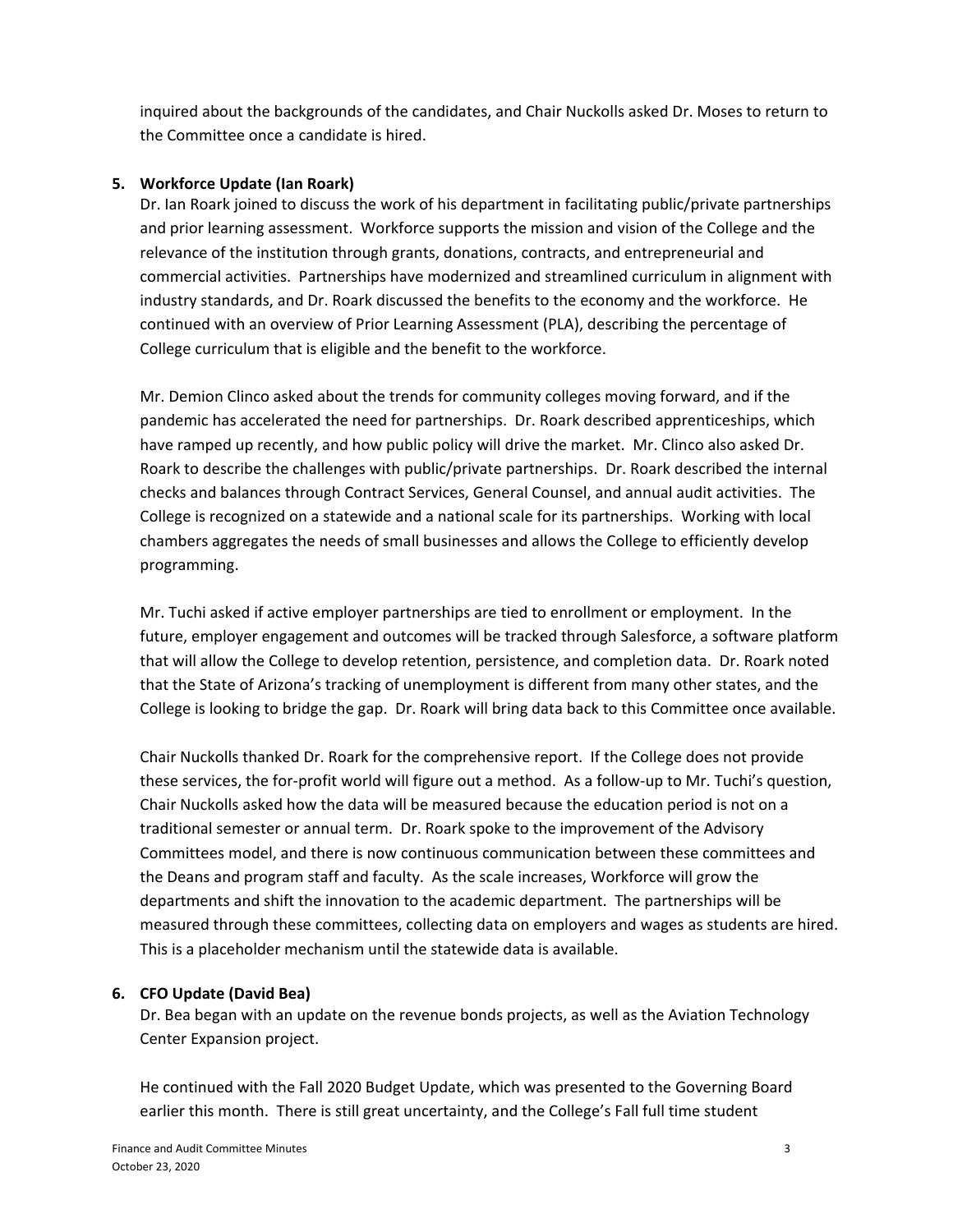inquired about the backgrounds of the candidates, and Chair Nuckolls asked Dr. Moses to return to the Committee once a candidate is hired.

**5. Workforce Update (Ian Roark)**

Dr. Ian Roark joined to discuss the work of his department in facilitating public/private partnerships and prior learning assessment. Workforce supports the mission and vision of the College and the relevance of the institution through grants, donations, contracts, and entrepreneurial and commercial activities. Partnerships have modernized and streamlined curriculum in alignment with industry standards, and Dr. Roark discussed the benefits to the economy and the workforce. He continued with an overview of Prior Learning Assessment (PLA), describing the percentage of College curriculum that is eligible and the benefit to the workforce.

Mr. Demion Clinco asked about the trends for community colleges moving forward, and if the pandemic has accelerated the need for partnerships. Dr. Roark described apprenticeships, which have ramped up recently, and how public policy will drive the market. Mr. Clinco also asked Dr. Roark to describe the challenges with public/private partnerships. Dr. Roark described the internal checks and balances through Contract Services, General Counsel, and annual audit activities. The College is recognized on a statewide and a national scale for its partnerships. Working with local chambers aggregates the needs of small businesses and allows the College to efficiently develop programming.

Mr. Tuchi asked if active employer partnerships are tied to enrollment or employment. In the future, employer engagement and outcomes will be tracked through Salesforce, a software platform that will allow the College to develop retention, persistence, and completion data. Dr. Roark noted that the State of Arizona's tracking of unemployment is different from many other states, and the College is looking to bridge the gap. Dr. Roark will bring data back to this Committee once available.

Chair Nuckolls thanked Dr. Roark for the comprehensive report. If the College does not provide these services, the for-profit world will figure out a method. As a follow-up to Mr. Tuchi's question, Chair Nuckolls asked how the data will be measured because the education period is not on a traditional semester or annual term. Dr. Roark spoke to the improvement of the Advisory Committees model, and there is now continuous communication between these committees and the Deans and program staff and faculty. As the scale increases, Workforce will grow the departments and shift the innovation to the academic department. The partnerships will be measured through these committees, collecting data on employers and wages as students are hired. This is a placeholder mechanism until the statewide data is available.

**6. CFO Update (David Bea)**

Dr. Bea began with an update on the revenue bonds projects, as well as the Aviation Technology Center Expansion project.

He continued with the Fall 2020 Budget Update, which was presented to the Governing Board earlier this month. There is still great uncertainty, and the College's Fall full time student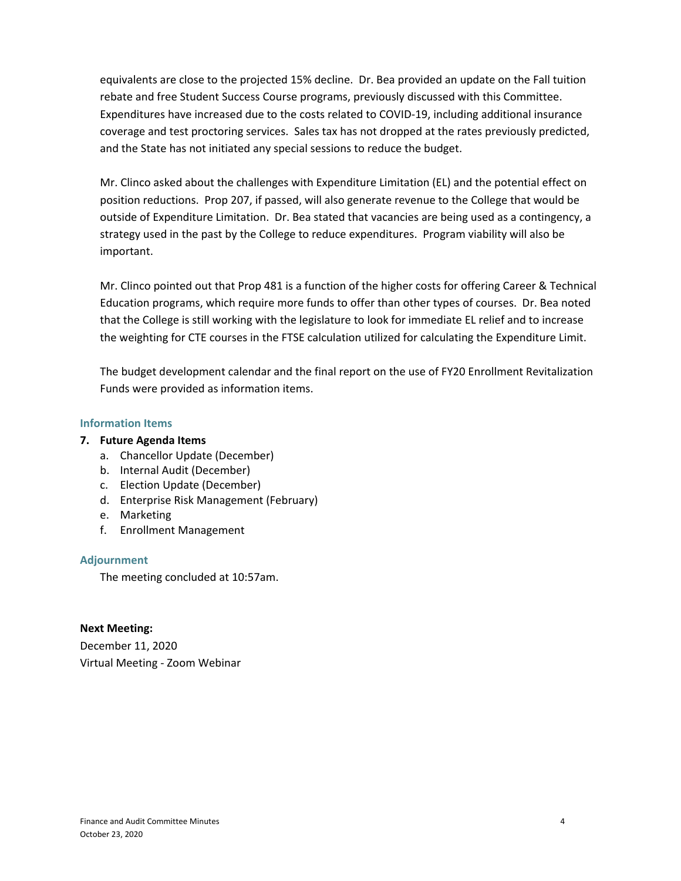equivalents are close to the projected 15% decline. Dr. Bea provided an update on the Fall tuition rebate and free Student Success Course programs, previously discussed with this Committee. Expenditures have increased due to the costs related to COVID-19, including additional insurance coverage and test proctoring services. Sales tax has not dropped at the rates previously predicted, and the State has not initiated any special sessions to reduce the budget.

Mr. Clinco asked about the challenges with Expenditure Limitation (EL) and the potential effect on position reductions. Prop 207, if passed, will also generate revenue to the College that would be outside of Expenditure Limitation. Dr. Bea stated that vacancies are being used as a contingency, a strategy used in the past by the College to reduce expenditures. Program viability will also be important.

Mr. Clinco pointed out that Prop 481 is a function of the higher costs for offering Career & Technical Education programs, which require more funds to offer than other types of courses. Dr. Bea noted that the College is still working with the legislature to look for immediate EL relief and to increase the weighting for CTE courses in the FTSE calculation utilized for calculating the Expenditure Limit.

The budget development calendar and the final report on the use of FY20 Enrollment Revitalization Funds were provided as information items.

### Information Items

**7. Future Agenda Items**

a. Chancellor Update (December)
b. Internal Audit (December)
c. Election Update (December)
d. Enterprise Risk Management (February)
e. Marketing
f. Enrollment Management

### Adjournment

The meeting concluded at 10:57am.

**Next Meeting:**
December 11, 2020
Virtual Meeting - Zoom Webinar